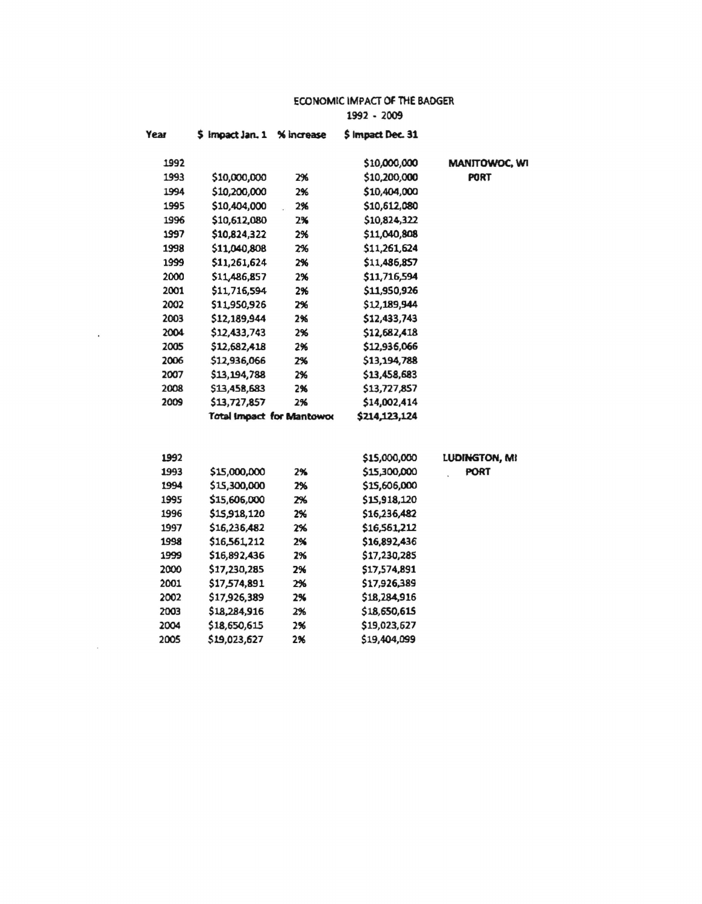ECONOMIC IMPACT OF THE BADGER

1992 - 2009

| Year | $ Impact Jan. 1 | % increase | $ Impact Dec. 31 | |
|---|---|---|---|---|
| 1992 | | | $10,000,000 | **MANITOWOC, WI PORT** |
| 1993 | $10,000,000 | 2% | $10,200,000 | |
| 1994 | $10,200,000 | 2% | $10,404,000 | |
| 1995 | $10,404,000 | 2% | $10,612,080 | |
| 1996 | $10,612,080 | 2% | $10,824,322 | |
| 1997 | $10,824,322 | 2% | $11,040,808 | |
| 1998 | $11,040,808 | 2% | $11,261,624 | |
| 1999 | $11,261,624 | 2% | $11,486,857 | |
| 2000 | $11,486,857 | 2% | $11,716,594 | |
| 2001 | $11,716,594 | 2% | $11,950,926 | |
| 2002 | $11,950,926 | 2% | $12,189,944 | |
| 2003 | $12,189,944 | 2% | $12,433,743 | |
| 2004 | $12,433,743 | 2% | $12,682,418 | |
| 2005 | $12,682,418 | 2% | $12,936,066 | |
| 2006 | $12,936,066 | 2% | $13,194,788 | |
| 2007 | $13,194,788 | 2% | $13,458,683 | |
| 2008 | $13,458,683 | 2% | $13,727,857 | |
| 2009 | $13,727,857 | 2% | $14,002,414 | |
| | Total Impact for Mantowoc | | $214,123,124 | |

| Year | $ Impact Jan. 1 | % increase | $ Impact Dec. 31 | |
|---|---|---|---|---|
| 1992 | | | $15,000,000 | **LUDINGTON, MI PORT** |
| 1993 | $15,000,000 | 2% | $15,300,000 | |
| 1994 | $15,300,000 | 2% | $15,606,000 | |
| 1995 | $15,606,000 | 2% | $15,918,120 | |
| 1996 | $15,918,120 | 2% | $16,236,482 | |
| 1997 | $16,236,482 | 2% | $16,561,212 | |
| 1998 | $16,561,212 | 2% | $16,892,436 | |
| 1999 | $16,892,436 | 2% | $17,230,285 | |
| 2000 | $17,230,285 | 2% | $17,574,891 | |
| 2001 | $17,574,891 | 2% | $17,926,389 | |
| 2002 | $17,926,389 | 2% | $18,284,916 | |
| 2003 | $18,284,916 | 2% | $18,650,615 | |
| 2004 | $18,650,615 | 2% | $19,023,627 | |
| 2005 | $19,023,627 | 2% | $19,404,099 | |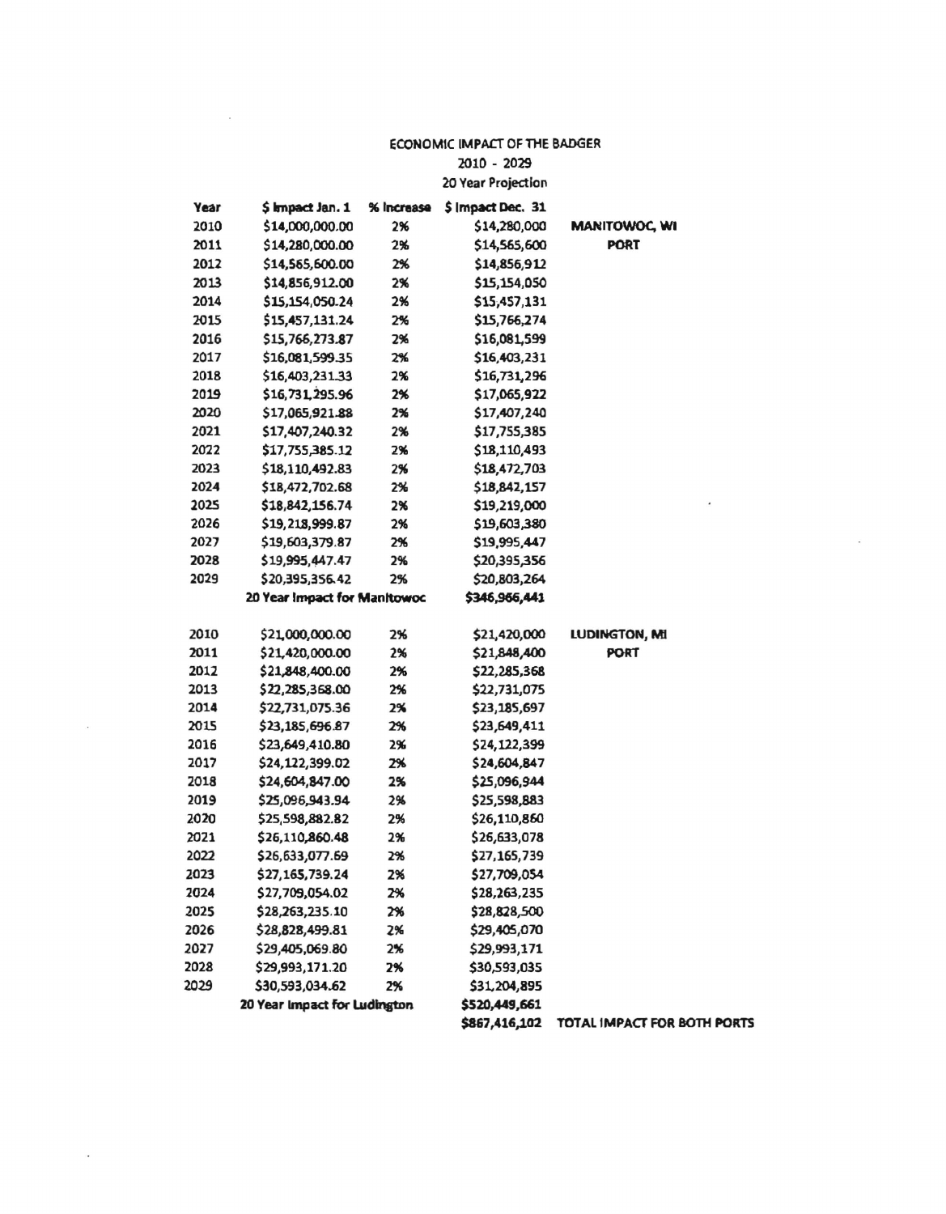ECONOMIC IMPACT OF THE BADGER

2010 - 2029

20 Year Projection

| Year | $ Impact Jan. 1 | % Increase | $ Impact Dec. 31 | |
|---|---|---|---|---|
| 2010 | $14,000,000.00 | 2% | $14,280,000 | **MANITOWOC, WI PORT** |
| 2011 | $14,280,000.00 | 2% | $14,565,600 | |
| 2012 | $14,565,600.00 | 2% | $14,856,912 | |
| 2013 | $14,856,912.00 | 2% | $15,154,050 | |
| 2014 | $15,154,050.24 | 2% | $15,457,131 | |
| 2015 | $15,457,131.24 | 2% | $15,766,274 | |
| 2016 | $15,766,273.87 | 2% | $16,081,599 | |
| 2017 | $16,081,599.35 | 2% | $16,403,231 | |
| 2018 | $16,403,231.33 | 2% | $16,731,296 | |
| 2019 | $16,731,295.96 | 2% | $17,065,922 | |
| 2020 | $17,065,921.88 | 2% | $17,407,240 | |
| 2021 | $17,407,240.32 | 2% | $17,755,385 | |
| 2022 | $17,755,385.12 | 2% | $18,110,493 | |
| 2023 | $18,110,492.83 | 2% | $18,472,703 | |
| 2024 | $18,472,702.68 | 2% | $18,842,157 | |
| 2025 | $18,842,156.74 | 2% | $19,219,000 | |
| 2026 | $19,218,999.87 | 2% | $19,603,380 | |
| 2027 | $19,603,379.87 | 2% | $19,995,447 | |
| 2028 | $19,995,447.47 | 2% | $20,395,356 | |
| 2029 | $20,395,356.42 | 2% | $20,803,264 | |
| | **20 Year Impact for Manitowoc** | | **$346,966,441** | |
| | | | | |
| 2010 | $21,000,000.00 | 2% | $21,420,000 | **LUDINGTON, MI PORT** |
| 2011 | $21,420,000.00 | 2% | $21,848,400 | |
| 2012 | $21,848,400.00 | 2% | $22,285,368 | |
| 2013 | $22,285,368.00 | 2% | $22,731,075 | |
| 2014 | $22,731,075.36 | 2% | $23,185,697 | |
| 2015 | $23,185,696.87 | 2% | $23,649,411 | |
| 2016 | $23,649,410.80 | 2% | $24,122,399 | |
| 2017 | $24,122,399.02 | 2% | $24,604,847 | |
| 2018 | $24,604,847.00 | 2% | $25,096,944 | |
| 2019 | $25,096,943.94 | 2% | $25,598,883 | |
| 2020 | $25,598,882.82 | 2% | $26,110,860 | |
| 2021 | $26,110,860.48 | 2% | $26,633,078 | |
| 2022 | $26,633,077.69 | 2% | $27,165,739 | |
| 2023 | $27,165,739.24 | 2% | $27,709,054 | |
| 2024 | $27,709,054.02 | 2% | $28,263,235 | |
| 2025 | $28,263,235.10 | 2% | $28,828,500 | |
| 2026 | $28,828,499.81 | 2% | $29,405,070 | |
| 2027 | $29,405,069.80 | 2% | $29,993,171 | |
| 2028 | $29,993,171.20 | 2% | $30,593,035 | |
| 2029 | $30,593,034.62 | 2% | $31,204,895 | |
| | **20 Year Impact for Ludington** | | **$520,449,661** | |
| | | | **$867,416,102** | **TOTAL IMPACT FOR BOTH PORTS** |